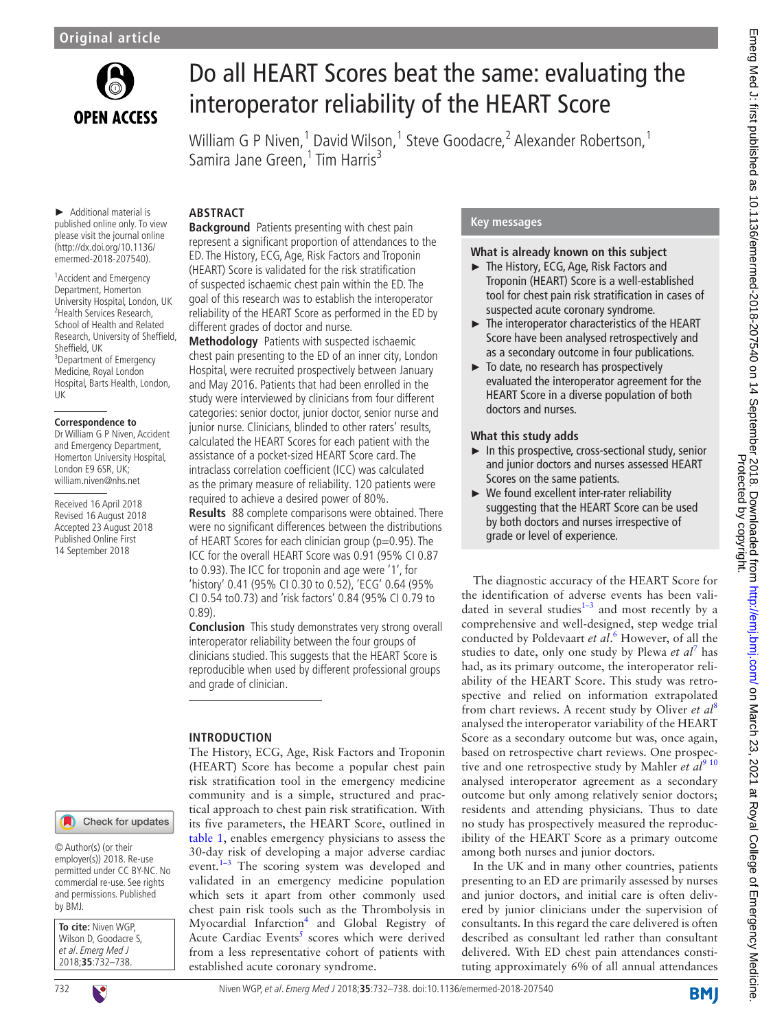Original article

# Do all HEART Scores beat the same: evaluating the interoperator reliability of the HEART Score

William G P Niven,[1] David Wilson,[1] Steve Goodacre,[2] Alexander Robertson,[1] Samira Jane Green,[1] Tim Harris[3]

► Additional material is published online only. To view please visit the journal online (http://dx.doi.org/10.1136/emermed-2018-207540).

[1]Accident and Emergency Department, Homerton University Hospital, London, UK
[2]Health Services Research, School of Health and Related Research, University of Sheffield, Sheffield, UK
[3]Department of Emergency Medicine, Royal London Hospital, Barts Health, London, UK

**Correspondence to**
Dr William G P Niven, Accident and Emergency Department, Homerton University Hospital, London E9 6SR, UK; william.niven@nhs.net

Received 16 April 2018
Revised 16 August 2018
Accepted 23 August 2018
Published Online First 14 September 2018

## ABSTRACT

**Background** Patients presenting with chest pain represent a significant proportion of attendances to the ED. The History, ECG, Age, Risk Factors and Troponin (HEART) Score is validated for the risk stratification of suspected ischaemic chest pain within the ED. The goal of this research was to establish the interoperator reliability of the HEART Score as performed in the ED by different grades of doctor and nurse.

**Methodology** Patients with suspected ischaemic chest pain presenting to the ED of an inner city, London Hospital, were recruited prospectively between January and May 2016. Patients that had been enrolled in the study were interviewed by clinicians from four different categories: senior doctor, junior doctor, senior nurse and junior nurse. Clinicians, blinded to other raters' results, calculated the HEART Scores for each patient with the assistance of a pocket-sized HEART Score card. The intraclass correlation coefficient (ICC) was calculated as the primary measure of reliability. 120 patients were required to achieve a desired power of 80%.

**Results** 88 complete comparisons were obtained. There were no significant differences between the distributions of HEART Scores for each clinician group (p=0.95). The ICC for the overall HEART Score was 0.91 (95% CI 0.87 to 0.93). The ICC for troponin and age were '1', for 'history' 0.41 (95% CI 0.30 to 0.52), 'ECG' 0.64 (95% CI 0.54 to0.73) and 'risk factors' 0.84 (95% CI 0.79 to 0.89).

**Conclusion** This study demonstrates very strong overall interoperator reliability between the four groups of clinicians studied. This suggests that the HEART Score is reproducible when used by different professional groups and grade of clinician.

## Key messages

**What is already known on this subject**

- The History, ECG, Age, Risk Factors and Troponin (HEART) Score is a well-established tool for chest pain risk stratification in cases of suspected acute coronary syndrome.
- The interoperator characteristics of the HEART Score have been analysed retrospectively and as a secondary outcome in four publications.
- To date, no research has prospectively evaluated the interoperator agreement for the HEART Score in a diverse population of both doctors and nurses.

**What this study adds**

- In this prospective, cross-sectional study, senior and junior doctors and nurses assessed HEART Scores on the same patients.
- We found excellent inter-rater reliability suggesting that the HEART Score can be used by both doctors and nurses irrespective of grade or level of experience.

## INTRODUCTION

The History, ECG, Age, Risk Factors and Troponin (HEART) Score has become a popular chest pain risk stratification tool in the emergency medicine community and is a simple, structured and practical approach to chest pain risk stratification. With its five parameters, the HEART Score, outlined in table 1, enables emergency physicians to assess the 30-day risk of developing a major adverse cardiac event.[1–3] The scoring system was developed and validated in an emergency medicine population which sets it apart from other commonly used chest pain risk tools such as the Thrombolysis in Myocardial Infarction[4] and Global Registry of Acute Cardiac Events[5] scores which were derived from a less representative cohort of patients with established acute coronary syndrome.

The diagnostic accuracy of the HEART Score for the identification of adverse events has been validated in several studies[1–3] and most recently by a comprehensive and well-designed, step wedge trial conducted by Poldervaart *et al*.[6] However, of all the studies to date, only one study by Plewa *et al*[7] has had, as its primary outcome, the interoperator reliability of the HEART Score. This study was retrospective and relied on information extrapolated from chart reviews. A recent study by Oliver *et al*[8] analysed the interoperator variability of the HEART Score as a secondary outcome but was, once again, based on retrospective chart reviews. One prospective and one retrospective study by Mahler *et al*[9 10] analysed interoperator agreement as a secondary outcome but only among relatively senior doctors; residents and attending physicians. Thus to date no study has prospectively measured the reproducibility of the HEART Score as a primary outcome among both nurses and junior doctors.

In the UK and in many other countries, patients presenting to an ED are primarily assessed by nurses and junior doctors, and initial care is often delivered by junior clinicians under the supervision of consultants. In this regard the care delivered is often described as consultant led rather than consultant delivered. With ED chest pain attendances constituting approximately 6% of all annual attendances

© Author(s) (or their employer(s)) 2018. Re-use permitted under CC BY-NC. No commercial re-use. See rights and permissions. Published by BMJ.

**To cite:** Niven WGP, Wilson D, Goodacre S, *et al*. *Emerg Med J* 2018;**35**:732–738.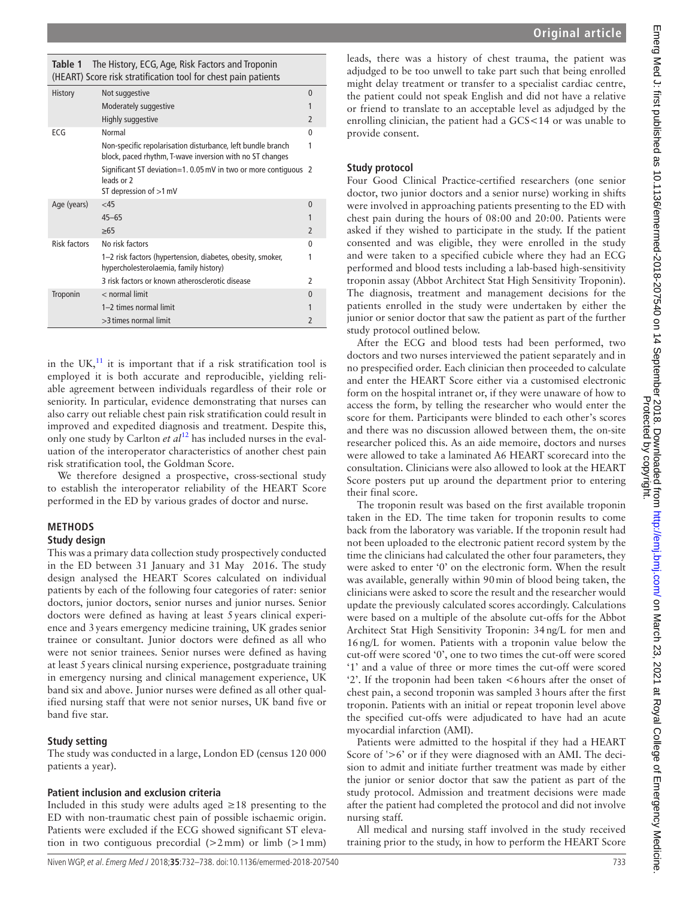**Table 1** The History, ECG, Age, Risk Factors and Troponin (HEART) Score risk stratification tool for chest pain patients

| | | |
|---|---|---|
| History | Not suggestive | 0 |
| | Moderately suggestive | 1 |
| | Highly suggestive | 2 |
| ECG | Normal | 0 |
| | Non-specific repolarisation disturbance, left bundle branch block, paced rhythm, T-wave inversion with no ST changes | 1 |
| | Significant ST deviation=1. 0.05 mV in two or more contiguous leads or 2 ST depression of >1 mV | 2 |
| Age (years) | <45 | 0 |
| | 45–65 | 1 |
| | ≥65 | 2 |
| Risk factors | No risk factors | 0 |
| | 1–2 risk factors (hypertension, diabetes, obesity, smoker, hypercholesterolaemia, family history) | 1 |
| | 3 risk factors or known atherosclerotic disease | 2 |
| Troponin | < normal limit | 0 |
| | 1–2 times normal limit | 1 |
| | >3 times normal limit | 2 |

in the UK,[11] it is important that if a risk stratification tool is employed it is both accurate and reproducible, yielding reliable agreement between individuals regardless of their role or seniority. In particular, evidence demonstrating that nurses can also carry out reliable chest pain risk stratification could result in improved and expedited diagnosis and treatment. Despite this, only one study by Carlton *et al*[12] has included nurses in the evaluation of the interoperator characteristics of another chest pain risk stratification tool, the Goldman Score.

We therefore designed a prospective, cross-sectional study to establish the interoperator reliability of the HEART Score performed in the ED by various grades of doctor and nurse.

## METHODS

### Study design

This was a primary data collection study prospectively conducted in the ED between 31 January and 31 May 2016. The study design analysed the HEART Scores calculated on individual patients by each of the following four categories of rater: senior doctors, junior doctors, senior nurses and junior nurses. Senior doctors were defined as having at least 5 years clinical experience and 3 years emergency medicine training, UK grades senior trainee or consultant. Junior doctors were defined as all who were not senior trainees. Senior nurses were defined as having at least 5 years clinical nursing experience, postgraduate training in emergency nursing and clinical management experience, UK band six and above. Junior nurses were defined as all other qualified nursing staff that were not senior nurses, UK band five or band five star.

### Study setting

The study was conducted in a large, London ED (census 120 000 patients a year).

### Patient inclusion and exclusion criteria

Included in this study were adults aged ≥18 presenting to the ED with non-traumatic chest pain of possible ischaemic origin. Patients were excluded if the ECG showed significant ST elevation in two contiguous precordial (>2 mm) or limb (>1 mm) leads, there was a history of chest trauma, the patient was adjudged to be too unwell to take part such that being enrolled might delay treatment or transfer to a specialist cardiac centre, the patient could not speak English and did not have a relative or friend to translate to an acceptable level as adjudged by the enrolling clinician, the patient had a GCS<14 or was unable to provide consent.

### Study protocol

Four Good Clinical Practice-certified researchers (one senior doctor, two junior doctors and a senior nurse) working in shifts were involved in approaching patients presenting to the ED with chest pain during the hours of 08:00 and 20:00. Patients were asked if they wished to participate in the study. If the patient consented and was eligible, they were enrolled in the study and were taken to a specified cubicle where they had an ECG performed and blood tests including a lab-based high-sensitivity troponin assay (Abbot Architect Stat High Sensitivity Troponin). The diagnosis, treatment and management decisions for the patients enrolled in the study were undertaken by either the junior or senior doctor that saw the patient as part of the further study protocol outlined below.

After the ECG and blood tests had been performed, two doctors and two nurses interviewed the patient separately and in no prespecified order. Each clinician then proceeded to calculate and enter the HEART Score either via a customised electronic form on the hospital intranet or, if they were unaware of how to access the form, by telling the researcher who would enter the score for them. Participants were blinded to each other's scores and there was no discussion allowed between them, the on-site researcher policed this. As an aide memoire, doctors and nurses were allowed to take a laminated A6 HEART scorecard into the consultation. Clinicians were also allowed to look at the HEART Score posters put up around the department prior to entering their final score.

The troponin result was based on the first available troponin taken in the ED. The time taken for troponin results to come back from the laboratory was variable. If the troponin result had not been uploaded to the electronic patient record system by the time the clinicians had calculated the other four parameters, they were asked to enter '0' on the electronic form. When the result was available, generally within 90 min of blood being taken, the clinicians were asked to score the result and the researcher would update the previously calculated scores accordingly. Calculations were based on a multiple of the absolute cut-offs for the Abbot Architect Stat High Sensitivity Troponin: 34 ng/L for men and 16 ng/L for women. Patients with a troponin value below the cut-off were scored '0', one to two times the cut-off were scored '1' and a value of three or more times the cut-off were scored '2'. If the troponin had been taken <6 hours after the onset of chest pain, a second troponin was sampled 3 hours after the first troponin. Patients with an initial or repeat troponin level above the specified cut-offs were adjudicated to have had an acute myocardial infarction (AMI).

Patients were admitted to the hospital if they had a HEART Score of '>6' or if they were diagnosed with an AMI. The decision to admit and initiate further treatment was made by either the junior or senior doctor that saw the patient as part of the study protocol. Admission and treatment decisions were made after the patient had completed the protocol and did not involve nursing staff.

All medical and nursing staff involved in the study received training prior to the study, in how to perform the HEART Score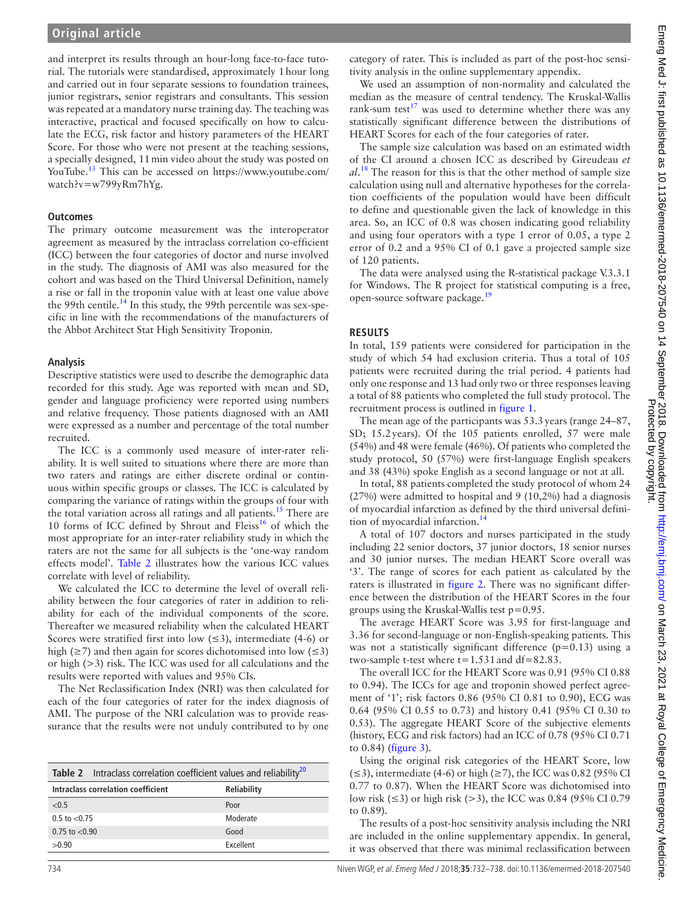and interpret its results through an hour-long face-to-face tutorial. The tutorials were standardised, approximately 1 hour long and carried out in four separate sessions to foundation trainees, junior registrars, senior registrars and consultants. This session was repeated at a mandatory nurse training day. The teaching was interactive, practical and focused specifically on how to calculate the ECG, risk factor and history parameters of the HEART Score. For those who were not present at the teaching sessions, a specially designed, 11 min video about the study was posted on YouTube.[13] This can be accessed on https://www.youtube.com/watch?v=w799yRm7hYg.

### Outcomes

The primary outcome measurement was the interoperator agreement as measured by the intraclass correlation co-efficient (ICC) between the four categories of doctor and nurse involved in the study. The diagnosis of AMI was also measured for the cohort and was based on the Third Universal Definition, namely a rise or fall in the troponin value with at least one value above the 99th centile.[14] In this study, the 99th percentile was sex-specific in line with the recommendations of the manufacturers of the Abbot Architect Stat High Sensitivity Troponin.

### Analysis

Descriptive statistics were used to describe the demographic data recorded for this study. Age was reported with mean and SD, gender and language proficiency were reported using numbers and relative frequency. Those patients diagnosed with an AMI were expressed as a number and percentage of the total number recruited.

The ICC is a commonly used measure of inter-rater reliability. It is well suited to situations where there are more than two raters and ratings are either discrete ordinal or continuous within specific groups or classes. The ICC is calculated by comparing the variance of ratings within the groups of four with the total variation across all ratings and all patients.[15] There are 10 forms of ICC defined by Shrout and Fleiss[16] of which the most appropriate for an inter-rater reliability study in which the raters are not the same for all subjects is the 'one-way random effects model'. Table 2 illustrates how the various ICC values correlate with level of reliability.

We calculated the ICC to determine the level of overall reliability between the four categories of rater in addition to reliability for each of the individual components of the score. Thereafter we measured reliability when the calculated HEART Scores were stratified first into low (≤3), intermediate (4-6) or high (≥7) and then again for scores dichotomised into low (≤3) or high (>3) risk. The ICC was used for all calculations and the results were reported with values and 95% CIs.

The Net Reclassification Index (NRI) was then calculated for each of the four categories of rater for the index diagnosis of AMI. The purpose of the NRI calculation was to provide reassurance that the results were not unduly contributed to by one category of rater. This is included as part of the post-hoc sensitivity analysis in the online supplementary appendix.

**Table 2** Intraclass correlation coefficient values and reliability[20]

| Intraclass correlation coefficient | Reliability |
|---|---|
| <0.5 | Poor |
| 0.5 to <0.75 | Moderate |
| 0.75 to <0.90 | Good |
| >0.90 | Excellent |

We used an assumption of non-normality and calculated the median as the measure of central tendency. The Kruskal-Wallis rank-sum test[17] was used to determine whether there was any statistically significant difference between the distributions of HEART Scores for each of the four categories of rater.

The sample size calculation was based on an estimated width of the CI around a chosen ICC as described by Gireudeau *et al*.[18] The reason for this is that the other method of sample size calculation using null and alternative hypotheses for the correlation coefficients of the population would have been difficult to define and questionable given the lack of knowledge in this area. So, an ICC of 0.8 was chosen indicating good reliability and using four operators with a type 1 error of 0.05, a type 2 error of 0.2 and a 95% CI of 0.1 gave a projected sample size of 120 patients.

The data were analysed using the R-statistical package V.3.3.1 for Windows. The R project for statistical computing is a free, open-source software package.[19]

## RESULTS

In total, 159 patients were considered for participation in the study of which 54 had exclusion criteria. Thus a total of 105 patients were recruited during the trial period. 4 patients had only one response and 13 had only two or three responses leaving a total of 88 patients who completed the full study protocol. The recruitment process is outlined in figure 1.

The mean age of the participants was 53.3 years (range 24–87, SD; 15.2 years). Of the 105 patients enrolled, 57 were male (54%) and 48 were female (46%). Of patients who completed the study protocol, 50 (57%) were first-language English speakers and 38 (43%) spoke English as a second language or not at all.

In total, 88 patients completed the study protocol of whom 24 (27%) were admitted to hospital and 9 (10,2%) had a diagnosis of myocardial infarction as defined by the third universal definition of myocardial infarction.[14]

A total of 107 doctors and nurses participated in the study including 22 senior doctors, 37 junior doctors, 18 senior nurses and 30 junior nurses. The median HEART Score overall was '3'. The range of scores for each patient as calculated by the raters is illustrated in figure 2. There was no significant difference between the distribution of the HEART Scores in the four groups using the Kruskal-Wallis test $p=0.95$.

The average HEART Score was 3.95 for first-language and 3.36 for second-language or non-English-speaking patients. This was not a statistically significant difference ($p=0.13$) using a two-sample t-test where $t=1.531$ and $df=82.83$.

The overall ICC for the HEART Score was 0.91 (95% CI 0.88 to 0.94). The ICCs for age and troponin showed perfect agreement of '1'; risk factors 0.86 (95% CI 0.81 to 0.90), ECG was 0.64 (95% CI 0.55 to 0.73) and history 0.41 (95% CI 0.30 to 0.53). The aggregate HEART Score of the subjective elements (history, ECG and risk factors) had an ICC of 0.78 (95% CI 0.71 to 0.84) (figure 3).

Using the original risk categories of the HEART Score, low (≤3), intermediate (4-6) or high (≥7), the ICC was 0.82 (95% CI 0.77 to 0.87). When the HEART Score was dichotomised into low risk (≤3) or high risk (>3), the ICC was 0.84 (95% CI 0.79 to 0.89).

The results of a post-hoc sensitivity analysis including the NRI are included in the online supplementary appendix. In general, it was observed that there was minimal reclassification between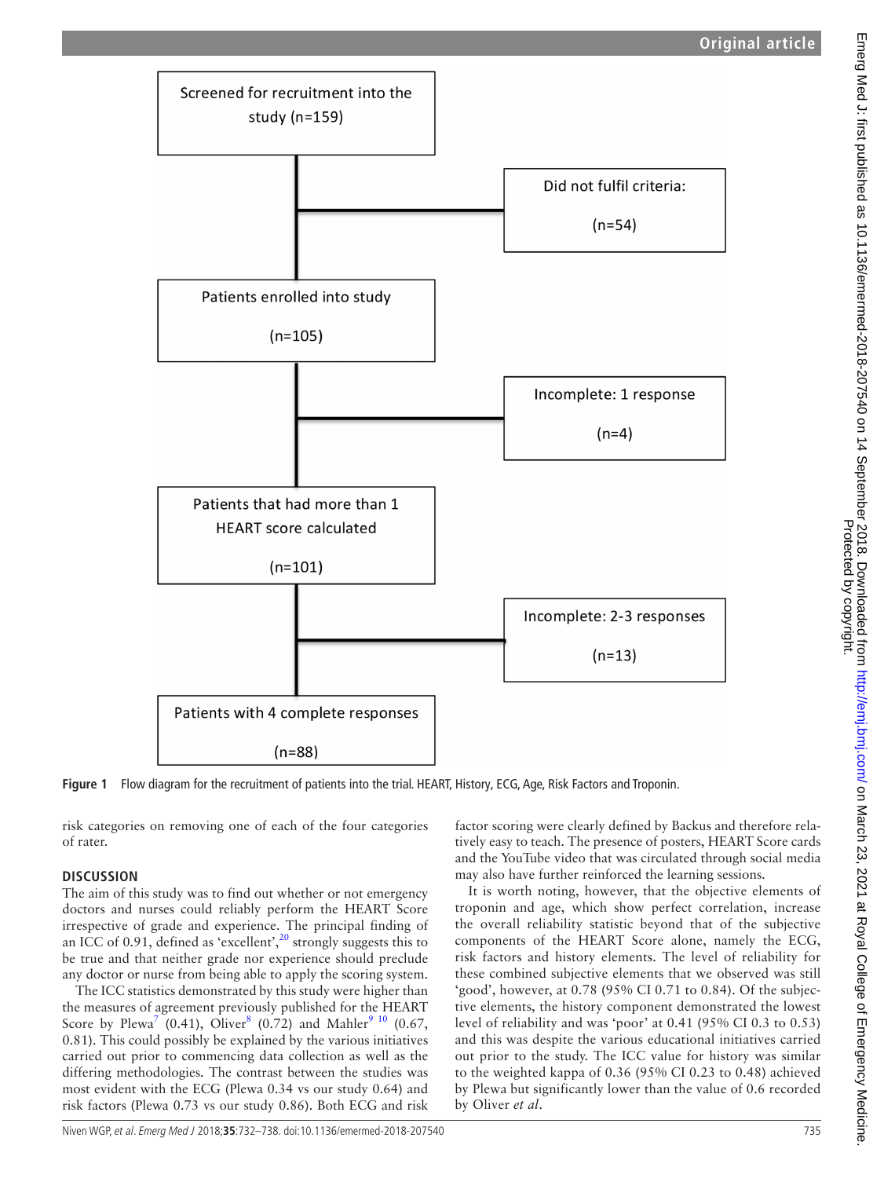Screened for recruitment into the study (n=159)

Did not fulfil criteria: (n=54)

Patients enrolled into study (n=105)

Incomplete: 1 response (n=4)

Patients that had more than 1 HEART score calculated (n=101)

Incomplete: 2-3 responses (n=13)

Patients with 4 complete responses (n=88)

**Figure 1** Flow diagram for the recruitment of patients into the trial. HEART, History, ECG, Age, Risk Factors and Troponin.

risk categories on removing one of each of the four categories of rater.

## DISCUSSION

The aim of this study was to find out whether or not emergency doctors and nurses could reliably perform the HEART Score irrespective of grade and experience. The principal finding of an ICC of 0.91, defined as 'excellent',[20] strongly suggests this to be true and that neither grade nor experience should preclude any doctor or nurse from being able to apply the scoring system.

The ICC statistics demonstrated by this study were higher than the measures of agreement previously published for the HEART Score by Plewa[7] (0.41), Oliver[8] (0.72) and Mahler[9 10] (0.67, 0.81). This could possibly be explained by the various initiatives carried out prior to commencing data collection as well as the differing methodologies. The contrast between the studies was most evident with the ECG (Plewa 0.34 vs our study 0.64) and risk factors (Plewa 0.73 vs our study 0.86). Both ECG and risk factor scoring were clearly defined by Backus and therefore relatively easy to teach. The presence of posters, HEART Score cards and the YouTube video that was circulated through social media may also have further reinforced the learning sessions.

It is worth noting, however, that the objective elements of troponin and age, which show perfect correlation, increase the overall reliability statistic beyond that of the subjective components of the HEART Score alone, namely the ECG, risk factors and history elements. The level of reliability for these combined subjective elements that we observed was still 'good', however, at 0.78 (95% CI 0.71 to 0.84). Of the subjective elements, the history component demonstrated the lowest level of reliability and was 'poor' at 0.41 (95% CI 0.3 to 0.53) and this was despite the various educational initiatives carried out prior to the study. The ICC value for history was similar to the weighted kappa of 0.36 (95% CI 0.23 to 0.48) achieved by Plewa but significantly lower than the value of 0.6 recorded by Oliver *et al*.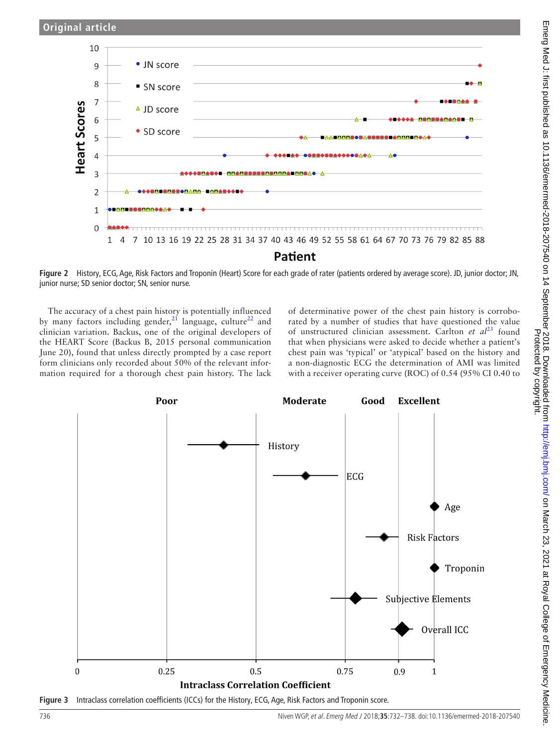Figure 2 History, ECG, Age, Risk Factors and Troponin (Heart) Score for each grade of rater (patients ordered by average score). JD, junior doctor; JN, junior nurse; SD senior doctor; SN, senior nurse.

The accuracy of a chest pain history is potentially influenced by many factors including gender,[21] language, culture[22] and clinician variation. Backus, one of the original developers of the HEART Score (Backus B, 2015 personal communication June 20), found that unless directly prompted by a case report form clinicians only recorded about 50% of the relevant information required for a thorough chest pain history. The lack of determinative power of the chest pain history is corroborated by a number of studies that have questioned the value of unstructured clinician assessment. Carlton *et al*[23] found that when physicians were asked to decide whether a patient's chest pain was 'typical' or 'atypical' based on the history and a non-diagnostic ECG the determination of AMI was limited with a receiver operating curve (ROC) of 0.54 (95% CI 0.40 to

Figure 3 Intraclass correlation coefficients (ICCs) for the History, ECG, Age, Risk Factors and Troponin score.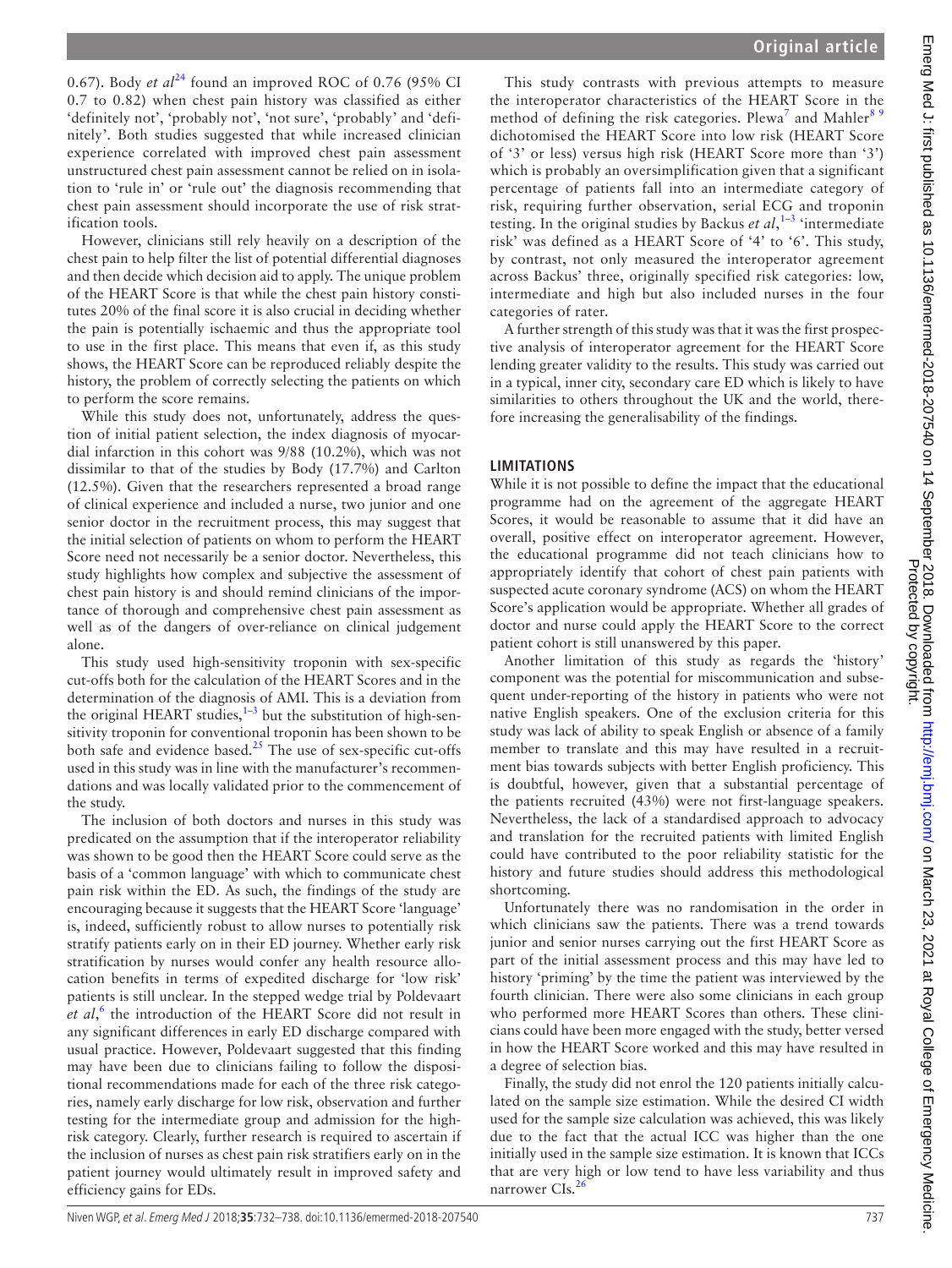0.67). Body *et al*[24] found an improved ROC of 0.76 (95% CI 0.7 to 0.82) when chest pain history was classified as either 'definitely not', 'probably not', 'not sure', 'probably' and 'definitely'. Both studies suggested that while increased clinician experience correlated with improved chest pain assessment unstructured chest pain assessment cannot be relied on in isolation to 'rule in' or 'rule out' the diagnosis recommending that chest pain assessment should incorporate the use of risk stratification tools.

However, clinicians still rely heavily on a description of the chest pain to help filter the list of potential differential diagnoses and then decide which decision aid to apply. The unique problem of the HEART Score is that while the chest pain history constitutes 20% of the final score it is also crucial in deciding whether the pain is potentially ischaemic and thus the appropriate tool to use in the first place. This means that even if, as this study shows, the HEART Score can be reproduced reliably despite the history, the problem of correctly selecting the patients on which to perform the score remains.

While this study does not, unfortunately, address the question of initial patient selection, the index diagnosis of myocardial infarction in this cohort was 9/88 (10.2%), which was not dissimilar to that of the studies by Body (17.7%) and Carlton (12.5%). Given that the researchers represented a broad range of clinical experience and included a nurse, two junior and one senior doctor in the recruitment process, this may suggest that the initial selection of patients on whom to perform the HEART Score need not necessarily be a senior doctor. Nevertheless, this study highlights how complex and subjective the assessment of chest pain history is and should remind clinicians of the importance of thorough and comprehensive chest pain assessment as well as of the dangers of over-reliance on clinical judgement alone.

This study used high-sensitivity troponin with sex-specific cut-offs both for the calculation of the HEART Scores and in the determination of the diagnosis of AMI. This is a deviation from the original HEART studies,[1–3] but the substitution of high-sensitivity troponin for conventional troponin has been shown to be both safe and evidence based.[25] The use of sex-specific cut-offs used in this study was in line with the manufacturer's recommendations and was locally validated prior to the commencement of the study.

The inclusion of both doctors and nurses in this study was predicated on the assumption that if the interoperator reliability was shown to be good then the HEART Score could serve as the basis of a 'common language' with which to communicate chest pain risk within the ED. As such, the findings of the study are encouraging because it suggests that the HEART Score 'language' is, indeed, sufficiently robust to allow nurses to potentially risk stratify patients early on in their ED journey. Whether early risk stratification by nurses would confer any health resource allocation benefits in terms of expedited discharge for 'low risk' patients is still unclear. In the stepped wedge trial by Poldevaart *et al*,[6] the introduction of the HEART Score did not result in any significant differences in early ED discharge compared with usual practice. However, Poldevaart suggested that this finding may have been due to clinicians failing to follow the dispositional recommendations made for each of the three risk categories, namely early discharge for low risk, observation and further testing for the intermediate group and admission for the high-risk category. Clearly, further research is required to ascertain if the inclusion of nurses as chest pain risk stratifiers early on in the patient journey would ultimately result in improved safety and efficiency gains for EDs.

This study contrasts with previous attempts to measure the interoperator characteristics of the HEART Score in the method of defining the risk categories. Plewa[7] and Mahler[8 9] dichotomised the HEART Score into low risk (HEART Score of '3' or less) versus high risk (HEART Score more than '3') which is probably an oversimplification given that a significant percentage of patients fall into an intermediate category of risk, requiring further observation, serial ECG and troponin testing. In the original studies by Backus *et al*,[1–3] 'intermediate risk' was defined as a HEART Score of '4' to '6'. This study, by contrast, not only measured the interoperator agreement across Backus' three, originally specified risk categories: low, intermediate and high but also included nurses in the four categories of rater.

A further strength of this study was that it was the first prospective analysis of interoperator agreement for the HEART Score lending greater validity to the results. This study was carried out in a typical, inner city, secondary care ED which is likely to have similarities to others throughout the UK and the world, therefore increasing the generalisability of the findings.

## LIMITATIONS

While it is not possible to define the impact that the educational programme had on the agreement of the aggregate HEART Scores, it would be reasonable to assume that it did have an overall, positive effect on interoperator agreement. However, the educational programme did not teach clinicians how to appropriately identify that cohort of chest pain patients with suspected acute coronary syndrome (ACS) on whom the HEART Score's application would be appropriate. Whether all grades of doctor and nurse could apply the HEART Score to the correct patient cohort is still unanswered by this paper.

Another limitation of this study as regards the 'history' component was the potential for miscommunication and subsequent under-reporting of the history in patients who were not native English speakers. One of the exclusion criteria for this study was lack of ability to speak English or absence of a family member to translate and this may have resulted in a recruitment bias towards subjects with better English proficiency. This is doubtful, however, given that a substantial percentage of the patients recruited (43%) were not first-language speakers. Nevertheless, the lack of a standardised approach to advocacy and translation for the recruited patients with limited English could have contributed to the poor reliability statistic for the history and future studies should address this methodological shortcoming.

Unfortunately there was no randomisation in the order in which clinicians saw the patients. There was a trend towards junior and senior nurses carrying out the first HEART Score as part of the initial assessment process and this may have led to history 'priming' by the time the patient was interviewed by the fourth clinician. There were also some clinicians in each group who performed more HEART Scores than others. These clinicians could have been more engaged with the study, better versed in how the HEART Score worked and this may have resulted in a degree of selection bias.

Finally, the study did not enrol the 120 patients initially calculated on the sample size estimation. While the desired CI width used for the sample size calculation was achieved, this was likely due to the fact that the actual ICC was higher than the one initially used in the sample size estimation. It is known that ICCs that are very high or low tend to have less variability and thus narrower CIs.[26]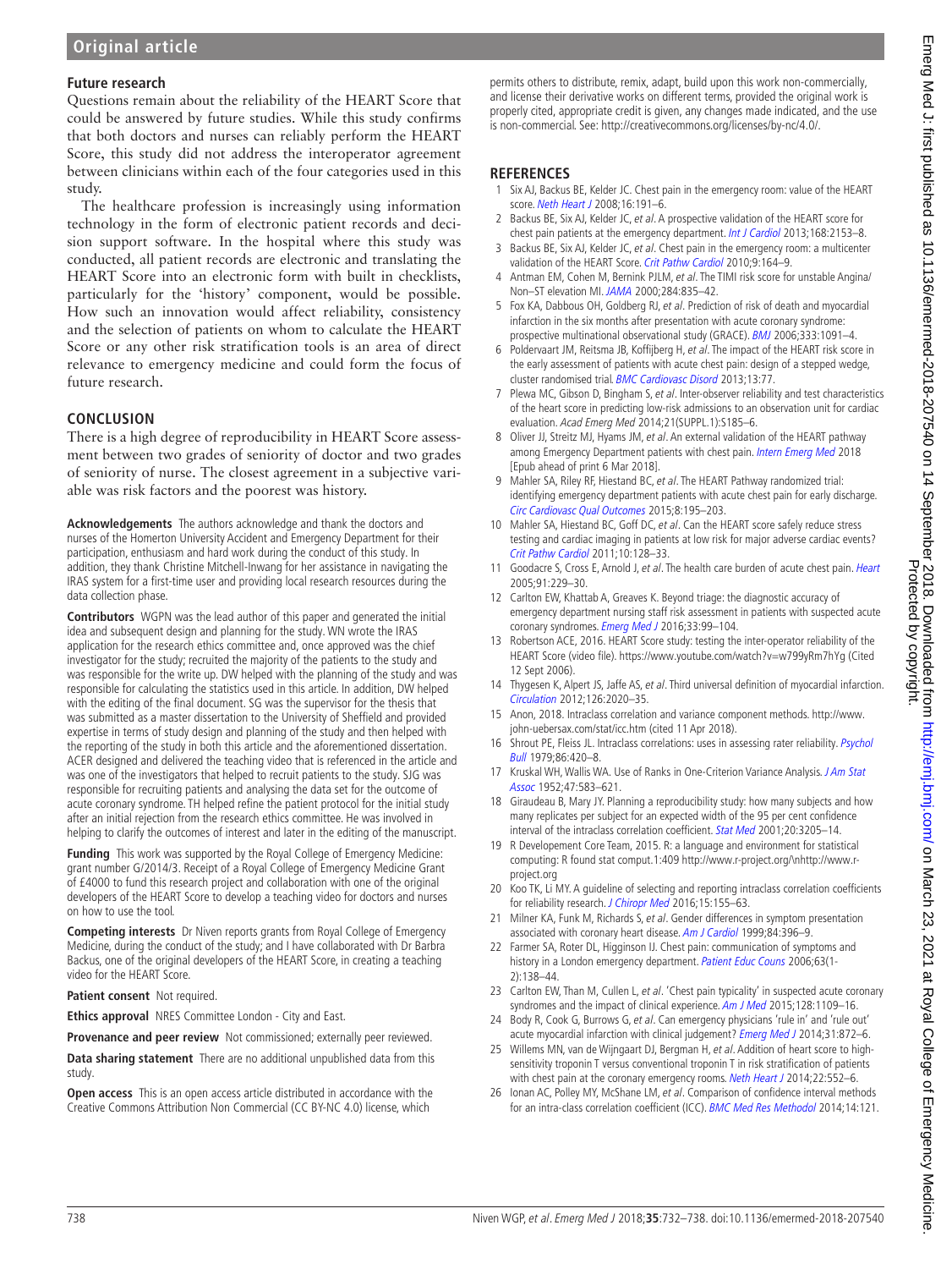## Future research

Questions remain about the reliability of the HEART Score that could be answered by future studies. While this study confirms that both doctors and nurses can reliably perform the HEART Score, this study did not address the interoperator agreement between clinicians within each of the four categories used in this study.

The healthcare profession is increasingly using information technology in the form of electronic patient records and decision support software. In the hospital where this study was conducted, all patient records are electronic and translating the HEART Score into an electronic form with built in checklists, particularly for the 'history' component, would be possible. How such an innovation would affect reliability, consistency and the selection of patients on whom to calculate the HEART Score or any other risk stratification tools is an area of direct relevance to emergency medicine and could form the focus of future research.

## CONCLUSION

There is a high degree of reproducibility in HEART Score assessment between two grades of seniority of doctor and two grades of seniority of nurse. The closest agreement in a subjective variable was risk factors and the poorest was history.

**Acknowledgements** The authors acknowledge and thank the doctors and nurses of the Homerton University Accident and Emergency Department for their participation, enthusiasm and hard work during the conduct of this study. In addition, they thank Christine Mitchell-Inwang for her assistance in navigating the IRAS system for a first-time user and providing local research resources during the data collection phase.

**Contributors** WGPN was the lead author of this paper and generated the initial idea and subsequent design and planning for the study. WN wrote the IRAS application for the research ethics committee and, once approved was the chief investigator for the study; recruited the majority of the patients to the study and was responsible for the write up. DW helped with the planning of the study and was responsible for calculating the statistics used in this article. In addition, DW helped with the editing of the final document. SG was the supervisor for the thesis that was submitted as a master dissertation to the University of Sheffield and provided expertise in terms of study design and planning of the study and then helped with the reporting of the study in both this article and the aforementioned dissertation. ACER designed and delivered the teaching video that is referenced in the article and was one of the investigators that helped to recruit patients to the study. SJG was responsible for recruiting patients and analysing the data set for the outcome of acute coronary syndrome. TH helped refine the patient protocol for the initial study after an initial rejection from the research ethics committee. He was involved in helping to clarify the outcomes of interest and later in the editing of the manuscript.

**Funding** This work was supported by the Royal College of Emergency Medicine: grant number G/2014/3. Receipt of a Royal College of Emergency Medicine Grant of £4000 to fund this research project and collaboration with one of the original developers of the HEART Score to develop a teaching video for doctors and nurses on how to use the tool.

**Competing interests** Dr Niven reports grants from Royal College of Emergency Medicine, during the conduct of the study; and I have collaborated with Dr Barbra Backus, one of the original developers of the HEART Score, in creating a teaching video for the HEART Score.

**Patient consent** Not required.

**Ethics approval** NRES Committee London - City and East.

**Provenance and peer review** Not commissioned; externally peer reviewed.

**Data sharing statement** There are no additional unpublished data from this study.

**Open access** This is an open access article distributed in accordance with the Creative Commons Attribution Non Commercial (CC BY-NC 4.0) license, which permits others to distribute, remix, adapt, build upon this work non-commercially, and license their derivative works on different terms, provided the original work is properly cited, appropriate credit is given, any changes made indicated, and the use is non-commercial. See: http://creativecommons.org/licenses/by-nc/4.0/.

## REFERENCES

1. Six AJ, Backus BE, Kelder JC. Chest pain in the emergency room: value of the HEART score. *Neth Heart J* 2008;16:191–6.
2. Backus BE, Six AJ, Kelder JC, *et al*. A prospective validation of the HEART score for chest pain patients at the emergency department. *Int J Cardiol* 2013;168:2153–8.
3. Backus BE, Six AJ, Kelder JC, *et al*. Chest pain in the emergency room: a multicenter validation of the HEART Score. *Crit Pathw Cardiol* 2010;9:164–9.
4. Antman EM, Cohen M, Bernink PJLM, *et al*. The TIMI risk score for unstable Angina/Non–ST elevation MI. *JAMA* 2000;284:835–42.
5. Fox KA, Dabbous OH, Goldberg RJ, *et al*. Prediction of risk of death and myocardial infarction in the six months after presentation with acute coronary syndrome: prospective multinational observational study (GRACE). *BMJ* 2006;333:1091–4.
6. Poldervaart JM, Reitsma JB, Koffijberg H, *et al*. The impact of the HEART risk score in the early assessment of patients with acute chest pain: design of a stepped wedge, cluster randomised trial. *BMC Cardiovasc Disord* 2013;13:77.
7. Plewa MC, Gibson D, Bingham S, *et al*. Inter-observer reliability and test characteristics of the heart score in predicting low-risk admissions to an observation unit for cardiac evaluation. *Acad Emerg Med* 2014;21(SUPPL.1):S185–6.
8. Oliver JJ, Streitz MJ, Hyams JM, *et al*. An external validation of the HEART pathway among Emergency Department patients with chest pain. *Intern Emerg Med* 2018 [Epub ahead of print 6 Mar 2018].
9. Mahler SA, Riley RF, Hiestand BC, *et al*. The HEART Pathway randomized trial: identifying emergency department patients with acute chest pain for early discharge. *Circ Cardiovasc Qual Outcomes* 2015;8:195–203.
10. Mahler SA, Hiestand BC, Goff DC, *et al*. Can the HEART score safely reduce stress testing and cardiac imaging in patients at low risk for major adverse cardiac events? *Crit Pathw Cardiol* 2011;10:128–33.
11. Goodacre S, Cross E, Arnold J, *et al*. The health care burden of acute chest pain. *Heart* 2005;91:229–30.
12. Carlton EW, Khattab A, Greaves K. Beyond triage: the diagnostic accuracy of emergency department nursing staff risk assessment in patients with suspected acute coronary syndromes. *Emerg Med J* 2016;33:99–104.
13. Robertson ACE, 2016. HEART Score study: testing the inter-operator reliability of the HEART Score (video file). https://www.youtube.com/watch?v=w799yRm7hYg (Cited 12 Sept 2006).
14. Thygesen K, Alpert JS, Jaffe AS, *et al*. Third universal definition of myocardial infarction. *Circulation* 2012;126:2020–35.
15. Anon, 2018. Intraclass correlation and variance component methods. http://www.john-uebersax.com/stat/icc.htm (cited 11 Apr 2018).
16. Shrout PE, Fleiss JL. Intraclass correlations: uses in assessing rater reliability. *Psychol Bull* 1979;86:420–8.
17. Kruskal WH, Wallis WA. Use of Ranks in One-Criterion Variance Analysis. *J Am Stat Assoc* 1952;47:583–621.
18. Giraudeau B, Mary JY. Planning a reproducibility study: how many subjects and how many replicates per subject for an expected width of the 95 per cent confidence interval of the intraclass correlation coefficient. *Stat Med* 2001;20:3205–14.
19. R Developement Core Team, 2015. R: a language and environment for statistical computing: R found stat comput.1:409 http://www.r-project.org/\nhttp://www.r-project.org
20. Koo TK, Li MY. A guideline of selecting and reporting intraclass correlation coefficients for reliability research. *J Chiropr Med* 2016;15:155–63.
21. Milner KA, Funk M, Richards S, *et al*. Gender differences in symptom presentation associated with coronary heart disease. *Am J Cardiol* 1999;84:396–9.
22. Farmer SA, Roter DL, Higginson IJ. Chest pain: communication of symptoms and history in a London emergency department. *Patient Educ Couns* 2006;63(1-2):138–44.
23. Carlton EW, Than M, Cullen L, *et al*. 'Chest pain typicality' in suspected acute coronary syndromes and the impact of clinical experience. *Am J Med* 2015;128:1109–16.
24. Body R, Cook G, Burrows G, *et al*. Can emergency physicians 'rule in' and 'rule out' acute myocardial infarction with clinical judgement? *Emerg Med J* 2014;31:872–6.
25. Willems MN, van de Wijngaart DJ, Bergman H, *et al*. Addition of heart score to high-sensitivity troponin T versus conventional troponin T in risk stratification of patients with chest pain at the coronary emergency rooms. *Neth Heart J* 2014;22:552–6.
26. Ionan AC, Polley MY, McShane LM, *et al*. Comparison of confidence interval methods for an intra-class correlation coefficient (ICC). *BMC Med Res Methodol* 2014;14:121.